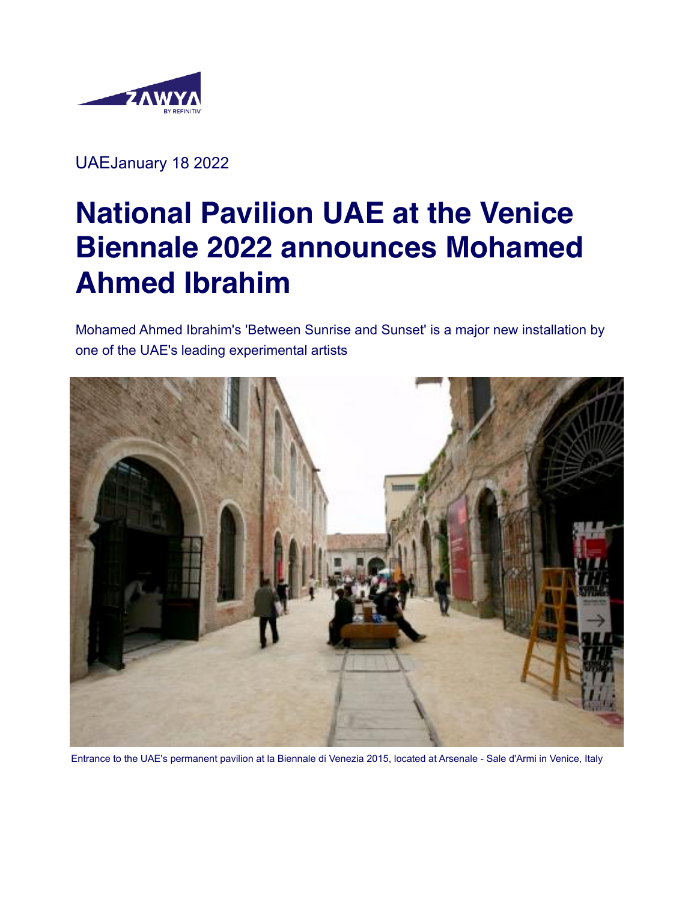UAEJanuary 18 2022

# National Pavilion UAE at the Venice Biennale 2022 announces Mohamed Ahmed Ibrahim

Mohamed Ahmed Ibrahim's 'Between Sunrise and Sunset' is a major new installation by one of the UAE's leading experimental artists

Entrance to the UAE's permanent pavilion at la Biennale di Venezia 2015, located at Arsenale - Sale d'Armi in Venice, Italy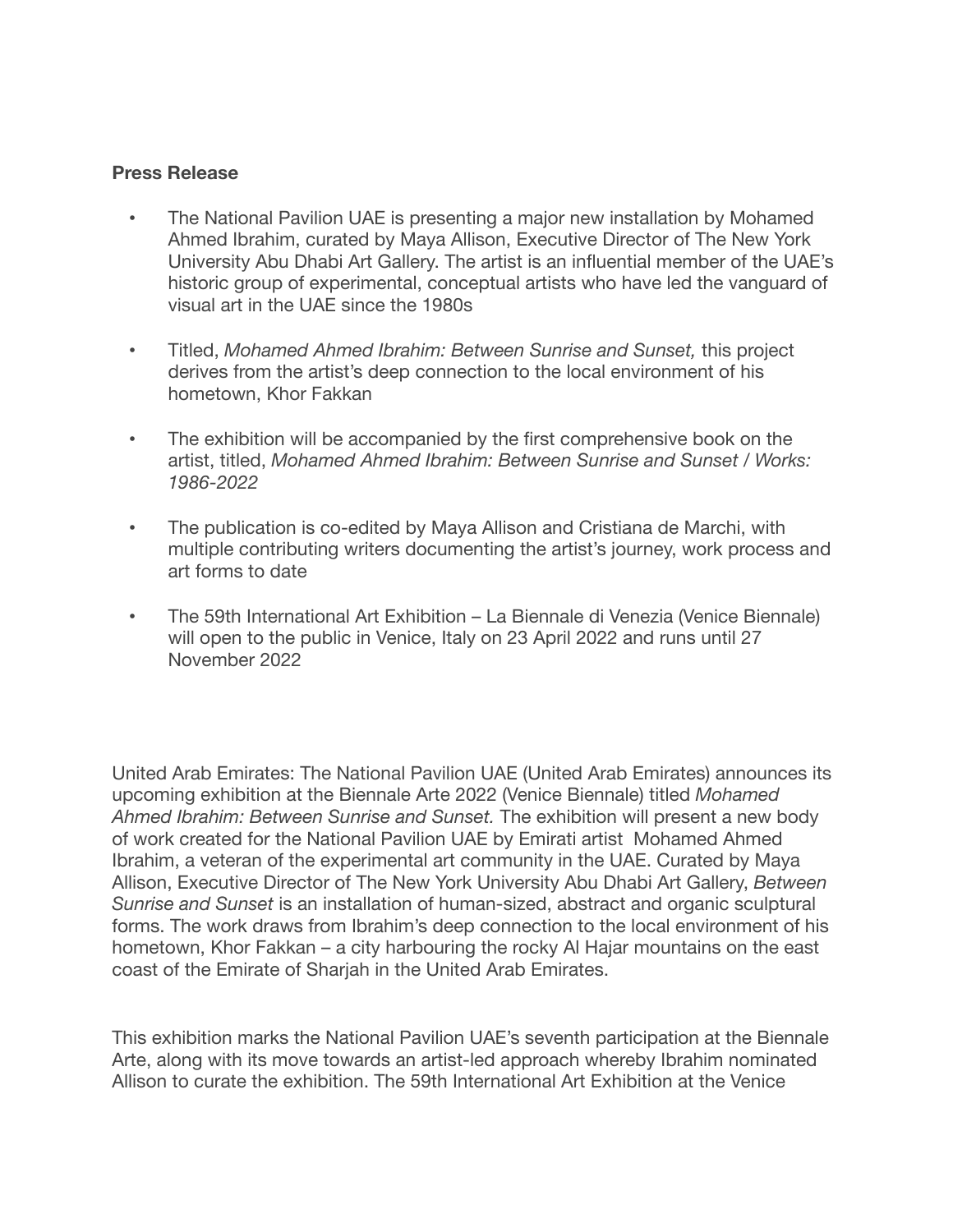**Press Release**

- The National Pavilion UAE is presenting a major new installation by Mohamed Ahmed Ibrahim, curated by Maya Allison, Executive Director of The New York University Abu Dhabi Art Gallery. The artist is an influential member of the UAE's historic group of experimental, conceptual artists who have led the vanguard of visual art in the UAE since the 1980s

- Titled, *Mohamed Ahmed Ibrahim: Between Sunrise and Sunset,* this project derives from the artist's deep connection to the local environment of his hometown, Khor Fakkan

- The exhibition will be accompanied by the first comprehensive book on the artist, titled, *Mohamed Ahmed Ibrahim: Between Sunrise and Sunset / Works: 1986-2022*

- The publication is co-edited by Maya Allison and Cristiana de Marchi, with multiple contributing writers documenting the artist's journey, work process and art forms to date

- The 59th International Art Exhibition – La Biennale di Venezia (Venice Biennale) will open to the public in Venice, Italy on 23 April 2022 and runs until 27 November 2022

United Arab Emirates: The National Pavilion UAE (United Arab Emirates) announces its upcoming exhibition at the Biennale Arte 2022 (Venice Biennale) titled *Mohamed Ahmed Ibrahim: Between Sunrise and Sunset.* The exhibition will present a new body of work created for the National Pavilion UAE by Emirati artist Mohamed Ahmed Ibrahim, a veteran of the experimental art community in the UAE. Curated by Maya Allison, Executive Director of The New York University Abu Dhabi Art Gallery, *Between Sunrise and Sunset* is an installation of human-sized, abstract and organic sculptural forms. The work draws from Ibrahim's deep connection to the local environment of his hometown, Khor Fakkan – a city harbouring the rocky Al Hajar mountains on the east coast of the Emirate of Sharjah in the United Arab Emirates.

This exhibition marks the National Pavilion UAE's seventh participation at the Biennale Arte, along with its move towards an artist-led approach whereby Ibrahim nominated Allison to curate the exhibition. The 59th International Art Exhibition at the Venice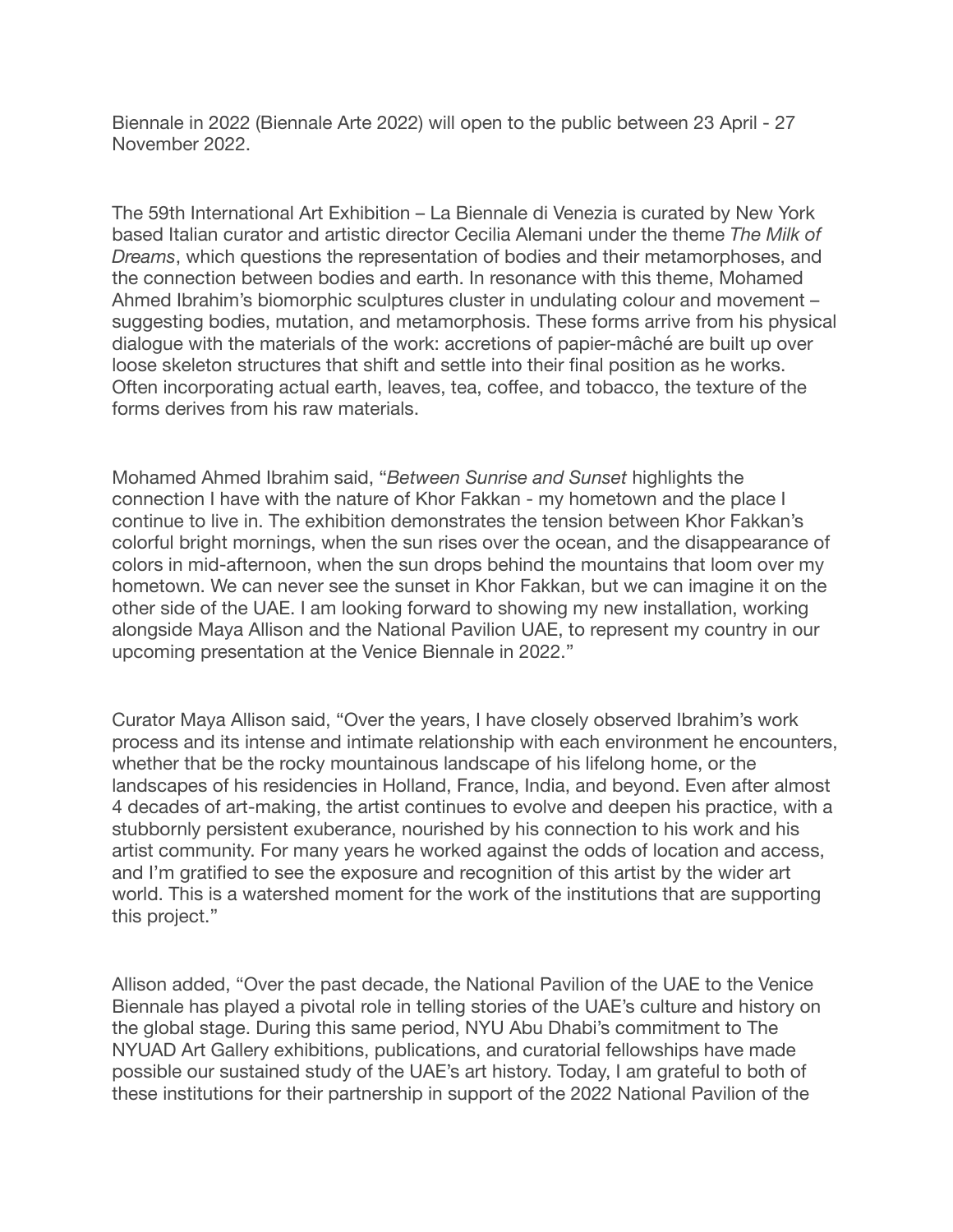Biennale in 2022 (Biennale Arte 2022) will open to the public between 23 April - 27 November 2022.

The 59th International Art Exhibition – La Biennale di Venezia is curated by New York based Italian curator and artistic director Cecilia Alemani under the theme *The Milk of Dreams*, which questions the representation of bodies and their metamorphoses, and the connection between bodies and earth. In resonance with this theme, Mohamed Ahmed Ibrahim's biomorphic sculptures cluster in undulating colour and movement – suggesting bodies, mutation, and metamorphosis. These forms arrive from his physical dialogue with the materials of the work: accretions of papier-mâché are built up over loose skeleton structures that shift and settle into their final position as he works. Often incorporating actual earth, leaves, tea, coffee, and tobacco, the texture of the forms derives from his raw materials.

Mohamed Ahmed Ibrahim said, "*Between Sunrise and Sunset* highlights the connection I have with the nature of Khor Fakkan - my hometown and the place I continue to live in. The exhibition demonstrates the tension between Khor Fakkan's colorful bright mornings, when the sun rises over the ocean, and the disappearance of colors in mid-afternoon, when the sun drops behind the mountains that loom over my hometown. We can never see the sunset in Khor Fakkan, but we can imagine it on the other side of the UAE. I am looking forward to showing my new installation, working alongside Maya Allison and the National Pavilion UAE, to represent my country in our upcoming presentation at the Venice Biennale in 2022."

Curator Maya Allison said, "Over the years, I have closely observed Ibrahim's work process and its intense and intimate relationship with each environment he encounters, whether that be the rocky mountainous landscape of his lifelong home, or the landscapes of his residencies in Holland, France, India, and beyond. Even after almost 4 decades of art-making, the artist continues to evolve and deepen his practice, with a stubbornly persistent exuberance, nourished by his connection to his work and his artist community. For many years he worked against the odds of location and access, and I'm gratified to see the exposure and recognition of this artist by the wider art world. This is a watershed moment for the work of the institutions that are supporting this project."

Allison added, "Over the past decade, the National Pavilion of the UAE to the Venice Biennale has played a pivotal role in telling stories of the UAE's culture and history on the global stage. During this same period, NYU Abu Dhabi's commitment to The NYUAD Art Gallery exhibitions, publications, and curatorial fellowships have made possible our sustained study of the UAE's art history. Today, I am grateful to both of these institutions for their partnership in support of the 2022 National Pavilion of the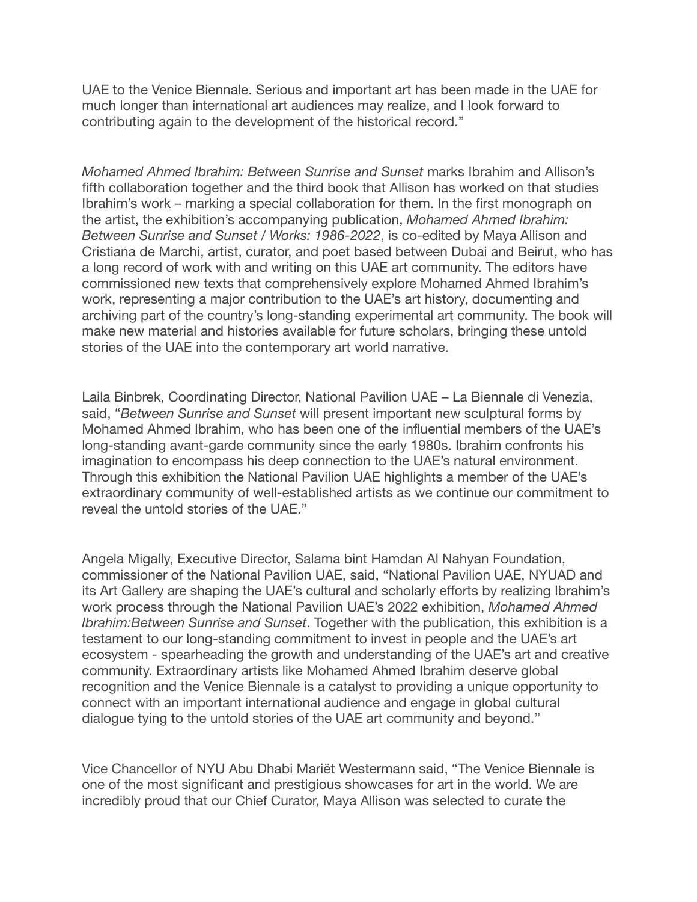UAE to the Venice Biennale. Serious and important art has been made in the UAE for much longer than international art audiences may realize, and I look forward to contributing again to the development of the historical record."

*Mohamed Ahmed Ibrahim: Between Sunrise and Sunset* marks Ibrahim and Allison's fifth collaboration together and the third book that Allison has worked on that studies Ibrahim's work – marking a special collaboration for them. In the first monograph on the artist, the exhibition's accompanying publication, *Mohamed Ahmed Ibrahim: Between Sunrise and Sunset / Works: 1986-2022*, is co-edited by Maya Allison and Cristiana de Marchi, artist, curator, and poet based between Dubai and Beirut, who has a long record of work with and writing on this UAE art community. The editors have commissioned new texts that comprehensively explore Mohamed Ahmed Ibrahim's work, representing a major contribution to the UAE's art history, documenting and archiving part of the country's long-standing experimental art community. The book will make new material and histories available for future scholars, bringing these untold stories of the UAE into the contemporary art world narrative.

Laila Binbrek, Coordinating Director, National Pavilion UAE – La Biennale di Venezia, said, "*Between Sunrise and Sunset* will present important new sculptural forms by Mohamed Ahmed Ibrahim, who has been one of the influential members of the UAE's long-standing avant-garde community since the early 1980s. Ibrahim confronts his imagination to encompass his deep connection to the UAE's natural environment. Through this exhibition the National Pavilion UAE highlights a member of the UAE's extraordinary community of well-established artists as we continue our commitment to reveal the untold stories of the UAE."

Angela Migally, Executive Director, Salama bint Hamdan Al Nahyan Foundation, commissioner of the National Pavilion UAE, said, "National Pavilion UAE, NYUAD and its Art Gallery are shaping the UAE's cultural and scholarly efforts by realizing Ibrahim's work process through the National Pavilion UAE's 2022 exhibition, *Mohamed Ahmed Ibrahim:Between Sunrise and Sunset*. Together with the publication, this exhibition is a testament to our long-standing commitment to invest in people and the UAE's art ecosystem - spearheading the growth and understanding of the UAE's art and creative community. Extraordinary artists like Mohamed Ahmed Ibrahim deserve global recognition and the Venice Biennale is a catalyst to providing a unique opportunity to connect with an important international audience and engage in global cultural dialogue tying to the untold stories of the UAE art community and beyond."

Vice Chancellor of NYU Abu Dhabi Mariët Westermann said, "The Venice Biennale is one of the most significant and prestigious showcases for art in the world. We are incredibly proud that our Chief Curator, Maya Allison was selected to curate the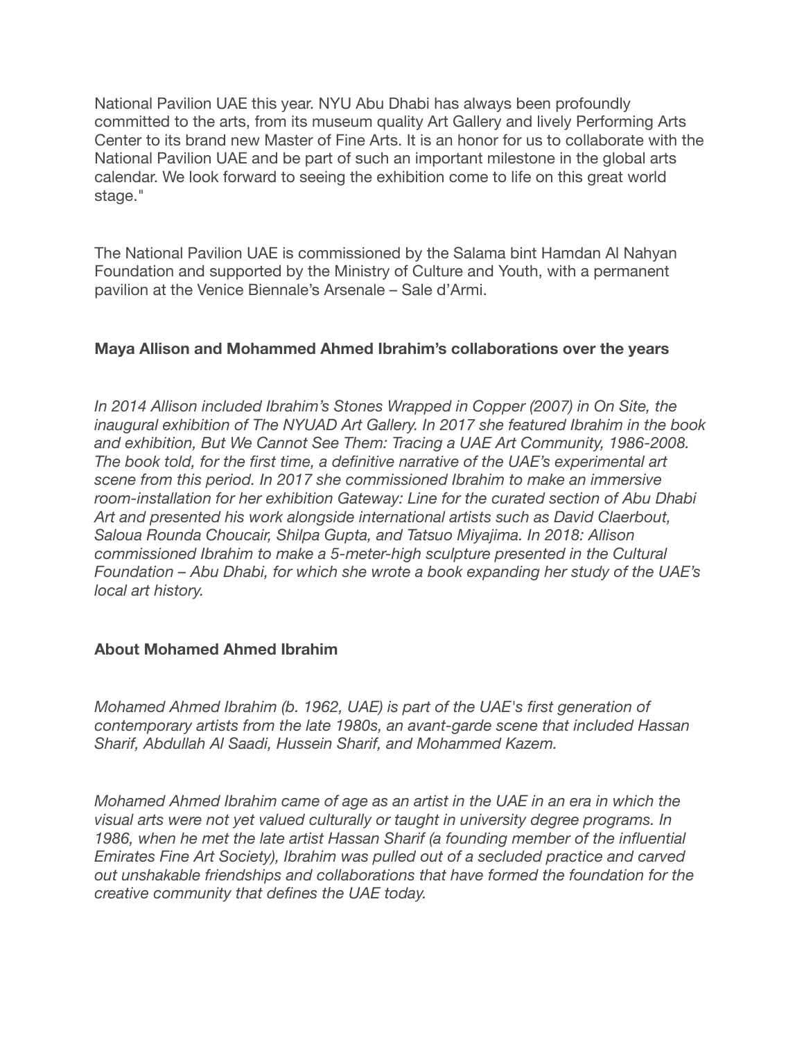National Pavilion UAE this year. NYU Abu Dhabi has always been profoundly committed to the arts, from its museum quality Art Gallery and lively Performing Arts Center to its brand new Master of Fine Arts. It is an honor for us to collaborate with the National Pavilion UAE and be part of such an important milestone in the global arts calendar. We look forward to seeing the exhibition come to life on this great world stage."

The National Pavilion UAE is commissioned by the Salama bint Hamdan Al Nahyan Foundation and supported by the Ministry of Culture and Youth, with a permanent pavilion at the Venice Biennale's Arsenale – Sale d'Armi.

**Maya Allison and Mohammed Ahmed Ibrahim's collaborations over the years**

*In 2014 Allison included Ibrahim's Stones Wrapped in Copper (2007) in On Site, the inaugural exhibition of The NYUAD Art Gallery. In 2017 she featured Ibrahim in the book and exhibition, But We Cannot See Them: Tracing a UAE Art Community, 1986-2008. The book told, for the first time, a definitive narrative of the UAE's experimental art scene from this period. In 2017 she commissioned Ibrahim to make an immersive room-installation for her exhibition Gateway: Line for the curated section of Abu Dhabi Art and presented his work alongside international artists such as David Claerbout, Saloua Rounda Choucair, Shilpa Gupta, and Tatsuo Miyajima. In 2018: Allison commissioned Ibrahim to make a 5-meter-high sculpture presented in the Cultural Foundation – Abu Dhabi, for which she wrote a book expanding her study of the UAE's local art history.*

**About Mohamed Ahmed Ibrahim**

*Mohamed Ahmed Ibrahim (b. 1962, UAE) is part of the UAE's first generation of contemporary artists from the late 1980s, an avant-garde scene that included Hassan Sharif, Abdullah Al Saadi, Hussein Sharif, and Mohammed Kazem.*

*Mohamed Ahmed Ibrahim came of age as an artist in the UAE in an era in which the visual arts were not yet valued culturally or taught in university degree programs. In 1986, when he met the late artist Hassan Sharif (a founding member of the influential Emirates Fine Art Society), Ibrahim was pulled out of a secluded practice and carved out unshakable friendships and collaborations that have formed the foundation for the creative community that defines the UAE today.*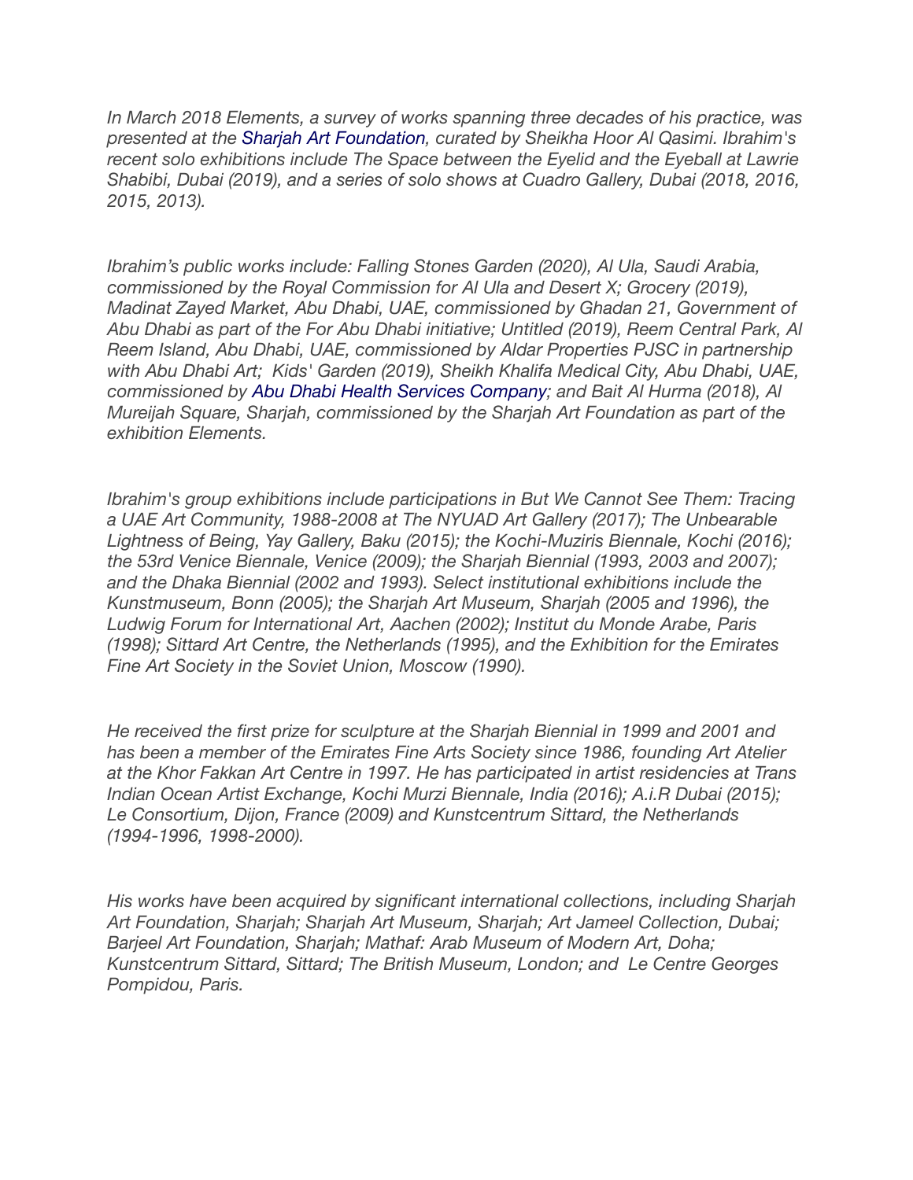*In March 2018 Elements, a survey of works spanning three decades of his practice, was presented at the Sharjah Art Foundation, curated by Sheikha Hoor Al Qasimi. Ibrahim's recent solo exhibitions include The Space between the Eyelid and the Eyeball at Lawrie Shabibi, Dubai (2019), and a series of solo shows at Cuadro Gallery, Dubai (2018, 2016, 2015, 2013).*

*Ibrahim's public works include: Falling Stones Garden (2020), Al Ula, Saudi Arabia, commissioned by the Royal Commission for Al Ula and Desert X; Grocery (2019), Madinat Zayed Market, Abu Dhabi, UAE, commissioned by Ghadan 21, Government of Abu Dhabi as part of the For Abu Dhabi initiative; Untitled (2019), Reem Central Park, Al Reem Island, Abu Dhabi, UAE, commissioned by Aldar Properties PJSC in partnership with Abu Dhabi Art; Kids' Garden (2019), Sheikh Khalifa Medical City, Abu Dhabi, UAE, commissioned by Abu Dhabi Health Services Company; and Bait Al Hurma (2018), Al Mureijah Square, Sharjah, commissioned by the Sharjah Art Foundation as part of the exhibition Elements.*

*Ibrahim's group exhibitions include participations in But We Cannot See Them: Tracing a UAE Art Community, 1988-2008 at The NYUAD Art Gallery (2017); The Unbearable Lightness of Being, Yay Gallery, Baku (2015); the Kochi-Muziris Biennale, Kochi (2016); the 53rd Venice Biennale, Venice (2009); the Sharjah Biennial (1993, 2003 and 2007); and the Dhaka Biennial (2002 and 1993). Select institutional exhibitions include the Kunstmuseum, Bonn (2005); the Sharjah Art Museum, Sharjah (2005 and 1996), the Ludwig Forum for International Art, Aachen (2002); Institut du Monde Arabe, Paris (1998); Sittard Art Centre, the Netherlands (1995), and the Exhibition for the Emirates Fine Art Society in the Soviet Union, Moscow (1990).*

*He received the first prize for sculpture at the Sharjah Biennial in 1999 and 2001 and has been a member of the Emirates Fine Arts Society since 1986, founding Art Atelier at the Khor Fakkan Art Centre in 1997. He has participated in artist residencies at Trans Indian Ocean Artist Exchange, Kochi Murzi Biennale, India (2016); A.i.R Dubai (2015); Le Consortium, Dijon, France (2009) and Kunstcentrum Sittard, the Netherlands (1994-1996, 1998-2000).*

*His works have been acquired by significant international collections, including Sharjah Art Foundation, Sharjah; Sharjah Art Museum, Sharjah; Art Jameel Collection, Dubai; Barjeel Art Foundation, Sharjah; Mathaf: Arab Museum of Modern Art, Doha; Kunstcentrum Sittard, Sittard; The British Museum, London; and Le Centre Georges Pompidou, Paris.*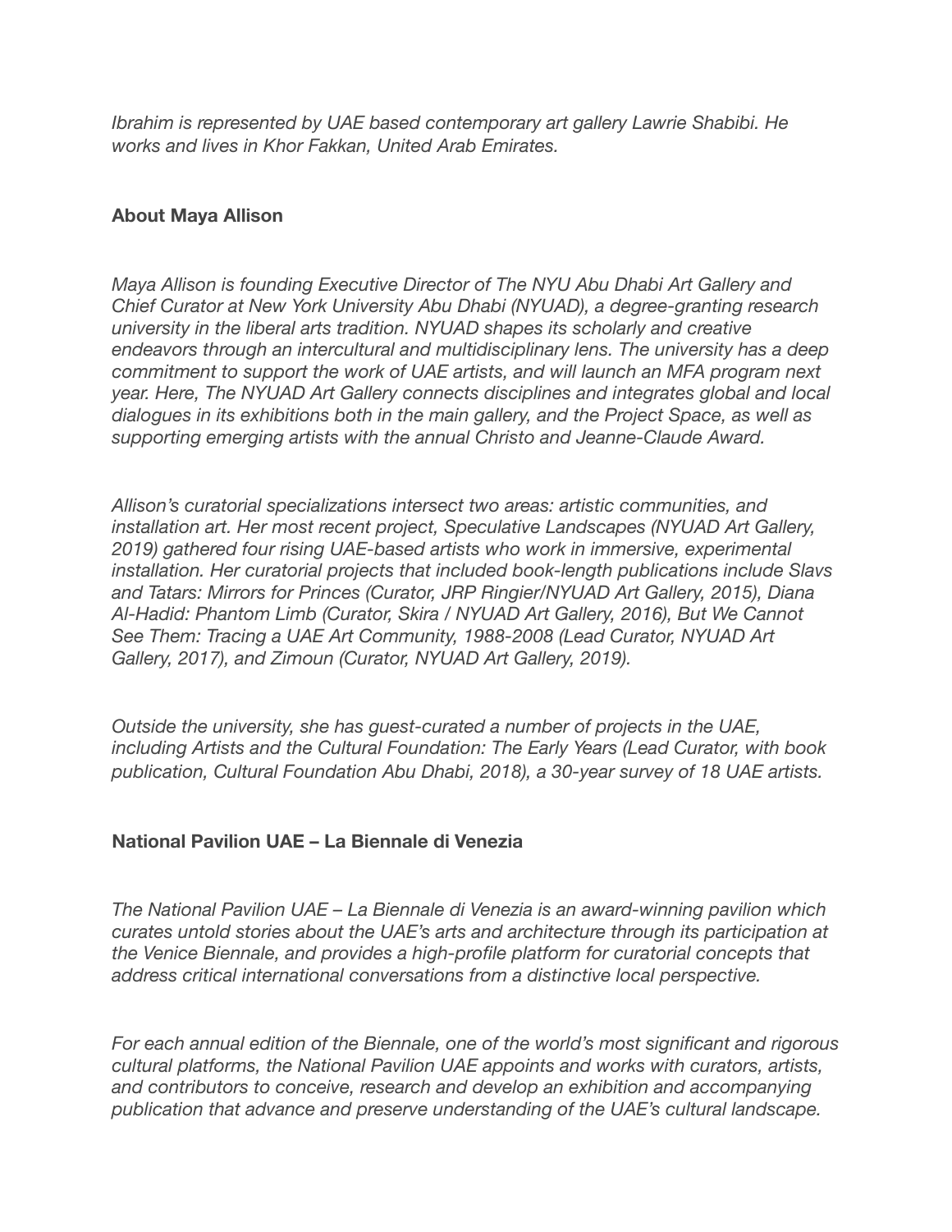*Ibrahim is represented by UAE based contemporary art gallery Lawrie Shabibi. He works and lives in Khor Fakkan, United Arab Emirates.*

**About Maya Allison**

*Maya Allison is founding Executive Director of The NYU Abu Dhabi Art Gallery and Chief Curator at New York University Abu Dhabi (NYUAD), a degree-granting research university in the liberal arts tradition. NYUAD shapes its scholarly and creative endeavors through an intercultural and multidisciplinary lens. The university has a deep commitment to support the work of UAE artists, and will launch an MFA program next year. Here, The NYUAD Art Gallery connects disciplines and integrates global and local dialogues in its exhibitions both in the main gallery, and the Project Space, as well as supporting emerging artists with the annual Christo and Jeanne-Claude Award.*

*Allison's curatorial specializations intersect two areas: artistic communities, and installation art. Her most recent project, Speculative Landscapes (NYUAD Art Gallery, 2019) gathered four rising UAE-based artists who work in immersive, experimental installation. Her curatorial projects that included book-length publications include Slavs and Tatars: Mirrors for Princes (Curator, JRP Ringier/NYUAD Art Gallery, 2015), Diana Al-Hadid: Phantom Limb (Curator, Skira / NYUAD Art Gallery, 2016), But We Cannot See Them: Tracing a UAE Art Community, 1988-2008 (Lead Curator, NYUAD Art Gallery, 2017), and Zimoun (Curator, NYUAD Art Gallery, 2019).*

*Outside the university, she has guest-curated a number of projects in the UAE, including Artists and the Cultural Foundation: The Early Years (Lead Curator, with book publication, Cultural Foundation Abu Dhabi, 2018), a 30-year survey of 18 UAE artists.*

**National Pavilion UAE – La Biennale di Venezia**

*The National Pavilion UAE – La Biennale di Venezia is an award-winning pavilion which curates untold stories about the UAE's arts and architecture through its participation at the Venice Biennale, and provides a high-profile platform for curatorial concepts that address critical international conversations from a distinctive local perspective.*

*For each annual edition of the Biennale, one of the world's most significant and rigorous cultural platforms, the National Pavilion UAE appoints and works with curators, artists, and contributors to conceive, research and develop an exhibition and accompanying publication that advance and preserve understanding of the UAE's cultural landscape.*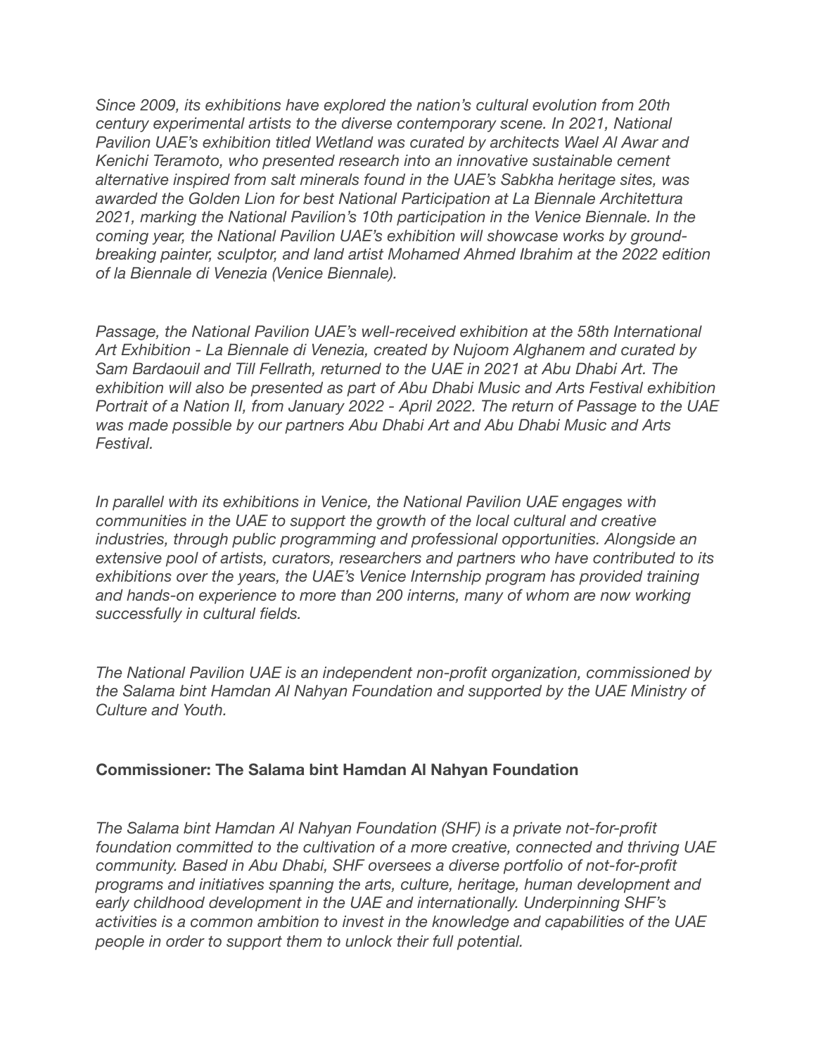*Since 2009, its exhibitions have explored the nation's cultural evolution from 20th century experimental artists to the diverse contemporary scene. In 2021, National Pavilion UAE's exhibition titled Wetland was curated by architects Wael Al Awar and Kenichi Teramoto, who presented research into an innovative sustainable cement alternative inspired from salt minerals found in the UAE's Sabkha heritage sites, was awarded the Golden Lion for best National Participation at La Biennale Architettura 2021, marking the National Pavilion's 10th participation in the Venice Biennale. In the coming year, the National Pavilion UAE's exhibition will showcase works by ground-breaking painter, sculptor, and land artist Mohamed Ahmed Ibrahim at the 2022 edition of la Biennale di Venezia (Venice Biennale).*

*Passage, the National Pavilion UAE's well-received exhibition at the 58th International Art Exhibition - La Biennale di Venezia, created by Nujoom Alghanem and curated by Sam Bardaouil and Till Fellrath, returned to the UAE in 2021 at Abu Dhabi Art. The exhibition will also be presented as part of Abu Dhabi Music and Arts Festival exhibition Portrait of a Nation II, from January 2022 - April 2022. The return of Passage to the UAE was made possible by our partners Abu Dhabi Art and Abu Dhabi Music and Arts Festival.*

*In parallel with its exhibitions in Venice, the National Pavilion UAE engages with communities in the UAE to support the growth of the local cultural and creative industries, through public programming and professional opportunities. Alongside an extensive pool of artists, curators, researchers and partners who have contributed to its exhibitions over the years, the UAE's Venice Internship program has provided training and hands-on experience to more than 200 interns, many of whom are now working successfully in cultural fields.*

*The National Pavilion UAE is an independent non-profit organization, commissioned by the Salama bint Hamdan Al Nahyan Foundation and supported by the UAE Ministry of Culture and Youth.*

**Commissioner: The Salama bint Hamdan Al Nahyan Foundation**

*The Salama bint Hamdan Al Nahyan Foundation (SHF) is a private not-for-profit foundation committed to the cultivation of a more creative, connected and thriving UAE community. Based in Abu Dhabi, SHF oversees a diverse portfolio of not-for-profit programs and initiatives spanning the arts, culture, heritage, human development and early childhood development in the UAE and internationally. Underpinning SHF's activities is a common ambition to invest in the knowledge and capabilities of the UAE people in order to support them to unlock their full potential.*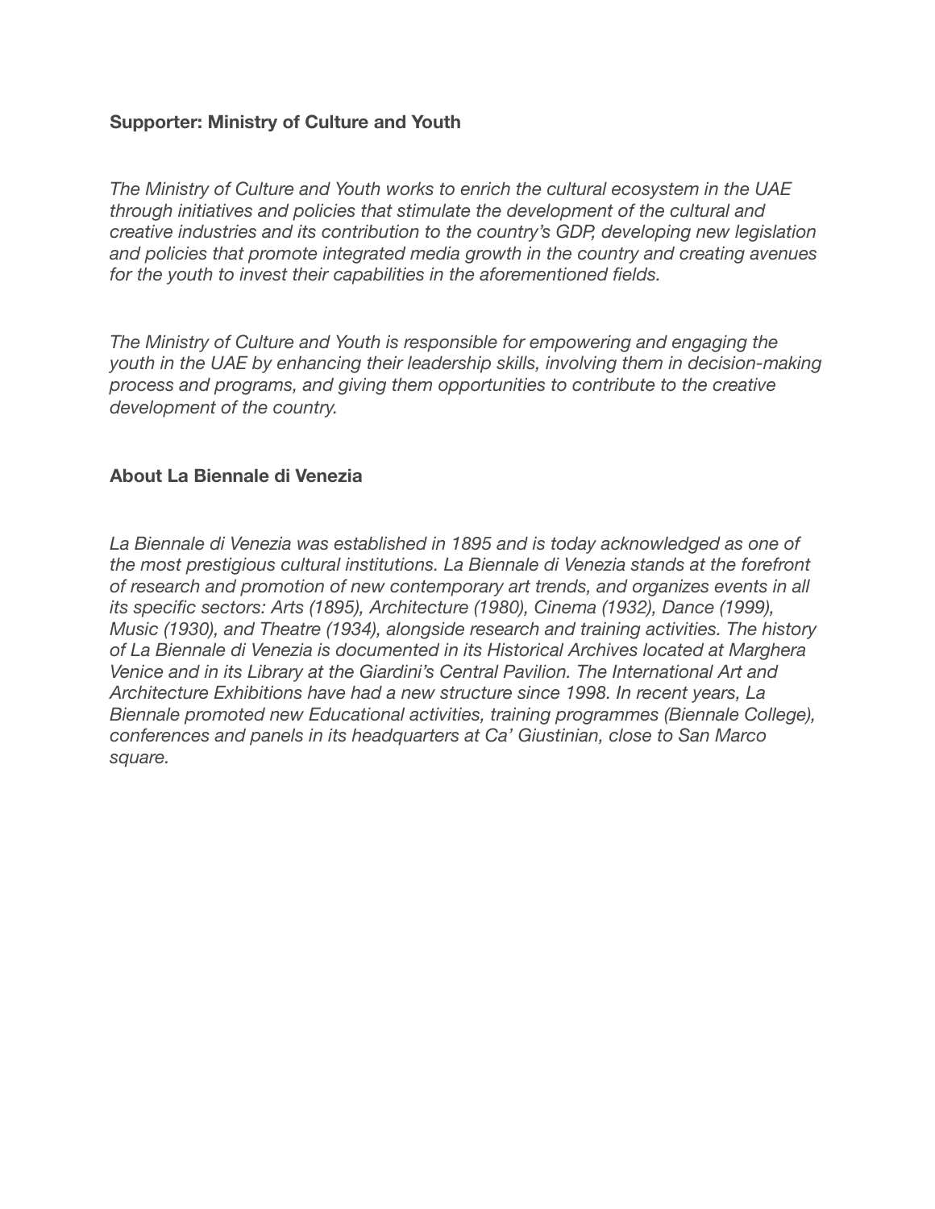**Supporter: Ministry of Culture and Youth**

*The Ministry of Culture and Youth works to enrich the cultural ecosystem in the UAE through initiatives and policies that stimulate the development of the cultural and creative industries and its contribution to the country's GDP, developing new legislation and policies that promote integrated media growth in the country and creating avenues for the youth to invest their capabilities in the aforementioned fields.*

*The Ministry of Culture and Youth is responsible for empowering and engaging the youth in the UAE by enhancing their leadership skills, involving them in decision-making process and programs, and giving them opportunities to contribute to the creative development of the country.*

**About La Biennale di Venezia**

*La Biennale di Venezia was established in 1895 and is today acknowledged as one of the most prestigious cultural institutions. La Biennale di Venezia stands at the forefront of research and promotion of new contemporary art trends, and organizes events in all its specific sectors: Arts (1895), Architecture (1980), Cinema (1932), Dance (1999), Music (1930), and Theatre (1934), alongside research and training activities. The history of La Biennale di Venezia is documented in its Historical Archives located at Marghera Venice and in its Library at the Giardini's Central Pavilion. The International Art and Architecture Exhibitions have had a new structure since 1998. In recent years, La Biennale promoted new Educational activities, training programmes (Biennale College), conferences and panels in its headquarters at Ca' Giustinian, close to San Marco square.*